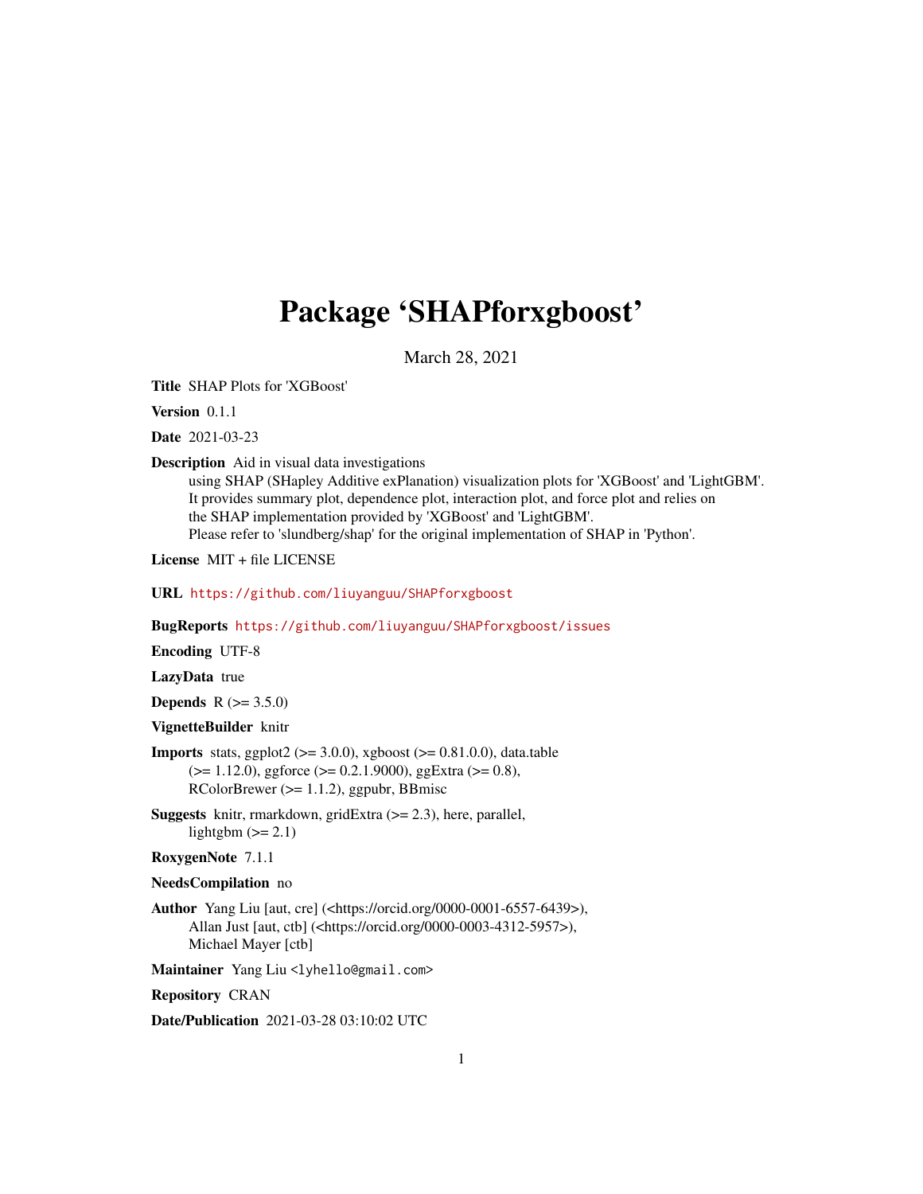# Package 'SHAPforxgboost'

March 28, 2021

**Title** SHAP Plots for 'XGBoost'

**Version** 0.1.1

**Date** 2021-03-23

**Description** Aid in visual data investigations
using SHAP (SHapley Additive exPlanation) visualization plots for 'XGBoost' and 'LightGBM'.
It provides summary plot, dependence plot, interaction plot, and force plot and relies on
the SHAP implementation provided by 'XGBoost' and 'LightGBM'.
Please refer to 'slundberg/shap' for the original implementation of SHAP in 'Python'.

**License** MIT + file LICENSE

**URL** https://github.com/liuyanguu/SHAPforxgboost

**BugReports** https://github.com/liuyanguu/SHAPforxgboost/issues

**Encoding** UTF-8

**LazyData** true

**Depends** R (>= 3.5.0)

**VignetteBuilder** knitr

**Imports** stats, ggplot2 (>= 3.0.0), xgboost (>= 0.81.0.0), data.table (>= 1.12.0), ggforce (>= 0.2.1.9000), ggExtra (>= 0.8), RColorBrewer (>= 1.1.2), ggpubr, BBmisc

**Suggests** knitr, rmarkdown, gridExtra (>= 2.3), here, parallel, lightgbm (>= 2.1)

**RoxygenNote** 7.1.1

**NeedsCompilation** no

**Author** Yang Liu [aut, cre] (<https://orcid.org/0000-0001-6557-6439>),
Allan Just [aut, ctb] (<https://orcid.org/0000-0003-4312-5957>),
Michael Mayer [ctb]

**Maintainer** Yang Liu <lyhello@gmail.com>

**Repository** CRAN

**Date/Publication** 2021-03-28 03:10:02 UTC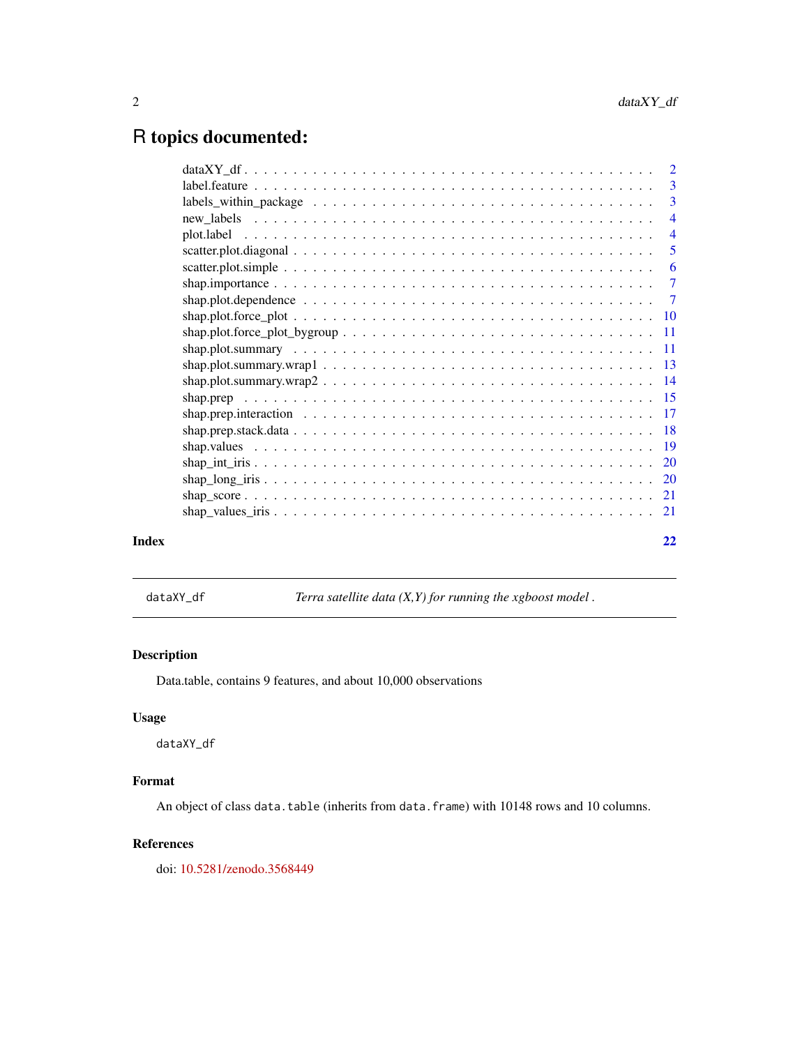# R topics documented:

| | |
|---|---|
| dataXY_df | 2 |
| label.feature | 3 |
| labels_within_package | 3 |
| new_labels | 4 |
| plot.label | 4 |
| scatter.plot.diagonal | 5 |
| scatter.plot.simple | 6 |
| shap.importance | 7 |
| shap.plot.dependence | 7 |
| shap.plot.force_plot | 10 |
| shap.plot.force_plot_bygroup | 11 |
| shap.plot.summary | 11 |
| shap.plot.summary.wrap1 | 13 |
| shap.plot.summary.wrap2 | 14 |
| shap.prep | 15 |
| shap.prep.interaction | 17 |
| shap.prep.stack.data | 18 |
| shap.values | 19 |
| shap_int_iris | 20 |
| shap_long_iris | 20 |
| shap_score | 21 |
| shap_values_iris | 21 |

**Index** 22

---

`dataXY_df` *Terra satellite data (X,Y) for running the xgboost model .*

---

### Description

Data.table, contains 9 features, and about 10,000 observations

### Usage

```
dataXY_df
```

### Format

An object of class `data.table` (inherits from `data.frame`) with 10148 rows and 10 columns.

### References

doi: 10.5281/zenodo.3568449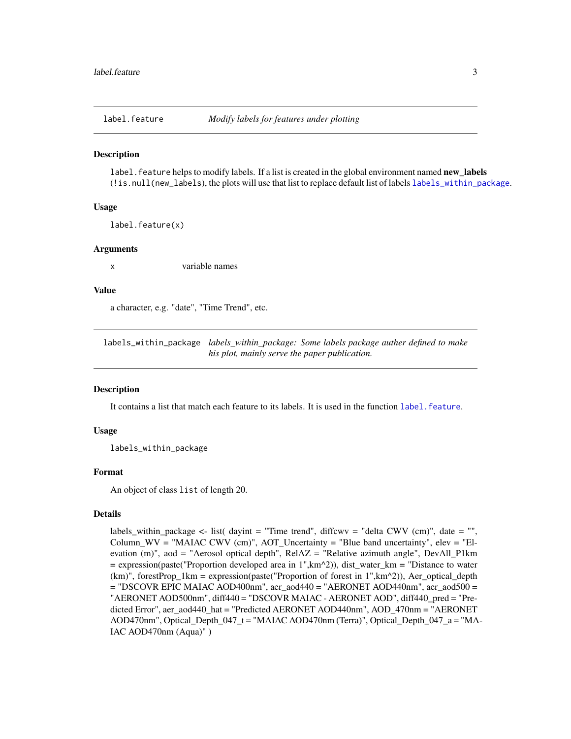## label.feature — *Modify labels for features under plotting*

### Description

`label.feature` helps to modify labels. If a list is created in the global environment named **new_labels** (`!is.null(new_labels)`, the plots will use that list to replace default list of labels `labels_within_package`.

### Usage

```
label.feature(x)
```

### Arguments

| | |
|---|---|
| x | variable names |

### Value

a character, e.g. "date", "Time Trend", etc.

## labels_within_package — *labels_within_package: Some labels package auther defined to make his plot, mainly serve the paper publication.*

### Description

It contains a list that match each feature to its labels. It is used in the function `label.feature`.

### Usage

```
labels_within_package
```

### Format

An object of class `list` of length 20.

### Details

labels_within_package <- list( dayint = "Time trend", diffcwv = "delta CWV (cm)", date = "", Column_WV = "MAIAC CWV (cm)", AOT_Uncertainty = "Blue band uncertainty", elev = "Elevation (m)", aod = "Aerosol optical depth", RelAZ = "Relative azimuth angle", DevAll_P1km = expression(paste("Proportion developed area in 1",km^2)), dist_water_km = "Distance to water (km)", forestProp_1km = expression(paste("Proportion of forest in 1",km^2)), Aer_optical_depth = "DSCOVR EPIC MAIAC AOD400nm", aer_aod440 = "AERONET AOD440nm", aer_aod500 = "AERONET AOD500nm", diff440 = "DSCOVR MAIAC - AERONET AOD", diff440_pred = "Predicted Error", aer_aod440_hat = "Predicted AERONET AOD440nm", AOD_470nm = "AERONET AOD470nm", Optical_Depth_047_t = "MAIAC AOD470nm (Terra)", Optical_Depth_047_a = "MAIAC AOD470nm (Aqua)" )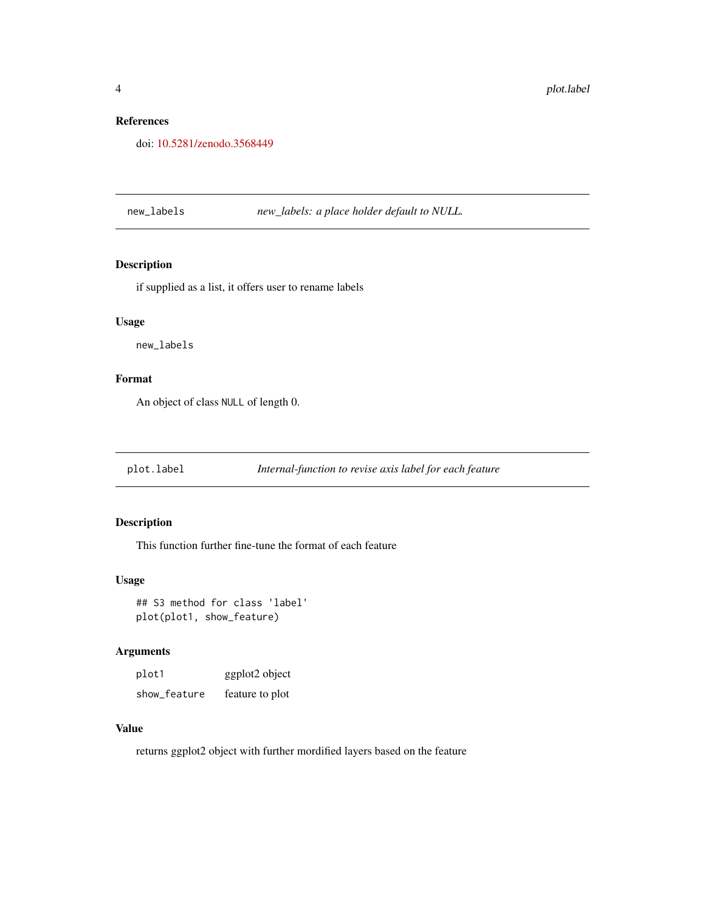## References

doi: 10.5281/zenodo.3568449

---

`new_labels` *new_labels: a place holder default to NULL.*

---

## Description

if supplied as a list, it offers user to rename labels

## Usage

```
new_labels
```

## Format

An object of class `NULL` of length 0.

---

`plot.label` *Internal-function to revise axis label for each feature*

---

## Description

This function further fine-tune the format of each feature

## Usage

```
## S3 method for class 'label'
plot(plot1, show_feature)
```

## Arguments

| | |
|---|---|
| `plot1` | ggplot2 object |
| `show_feature` | feature to plot |

## Value

returns ggplot2 object with further mordified layers based on the feature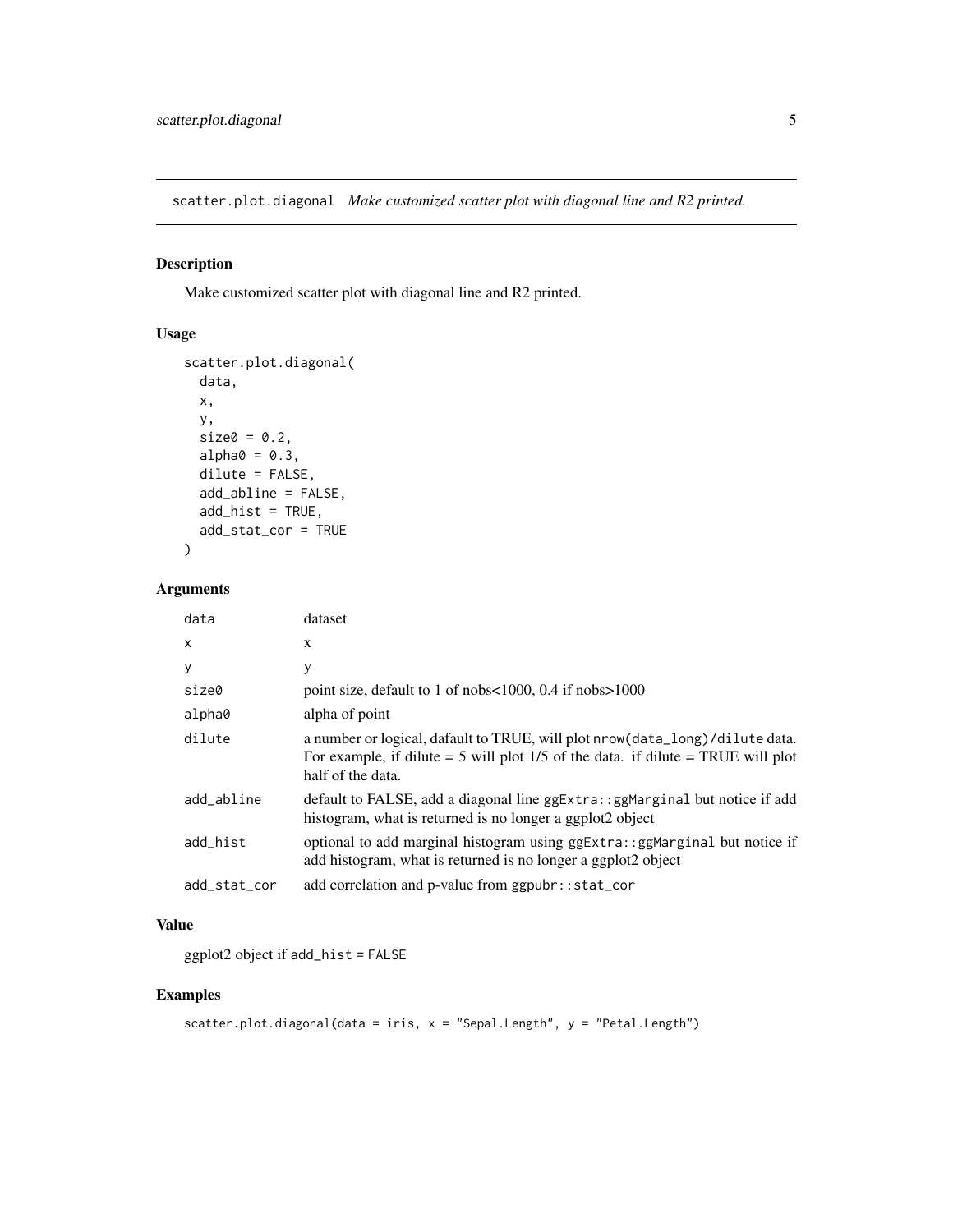scatter.plot.diagonal *Make customized scatter plot with diagonal line and R2 printed.*

## Description

Make customized scatter plot with diagonal line and R2 printed.

## Usage

```
scatter.plot.diagonal(
  data,
  x,
  y,
  size0 = 0.2,
  alpha0 = 0.3,
  dilute = FALSE,
  add_abline = FALSE,
  add_hist = TRUE,
  add_stat_cor = TRUE
)
```

## Arguments

| | |
|---|---|
| data | dataset |
| x | x |
| y | y |
| size0 | point size, default to 1 of nobs<1000, 0.4 if nobs>1000 |
| alpha0 | alpha of point |
| dilute | a number or logical, dafault to TRUE, will plot `nrow(data_long)/dilute` data. For example, if dilute = 5 will plot 1/5 of the data. if dilute = TRUE will plot half of the data. |
| add_abline | default to FALSE, add a diagonal line `ggExtra::ggMarginal` but notice if add histogram, what is returned is no longer a ggplot2 object |
| add_hist | optional to add marginal histogram using `ggExtra::ggMarginal` but notice if add histogram, what is returned is no longer a ggplot2 object |
| add_stat_cor | add correlation and p-value from `ggpubr::stat_cor` |

## Value

ggplot2 object if `add_hist = FALSE`

## Examples

```
scatter.plot.diagonal(data = iris, x = "Sepal.Length", y = "Petal.Length")
```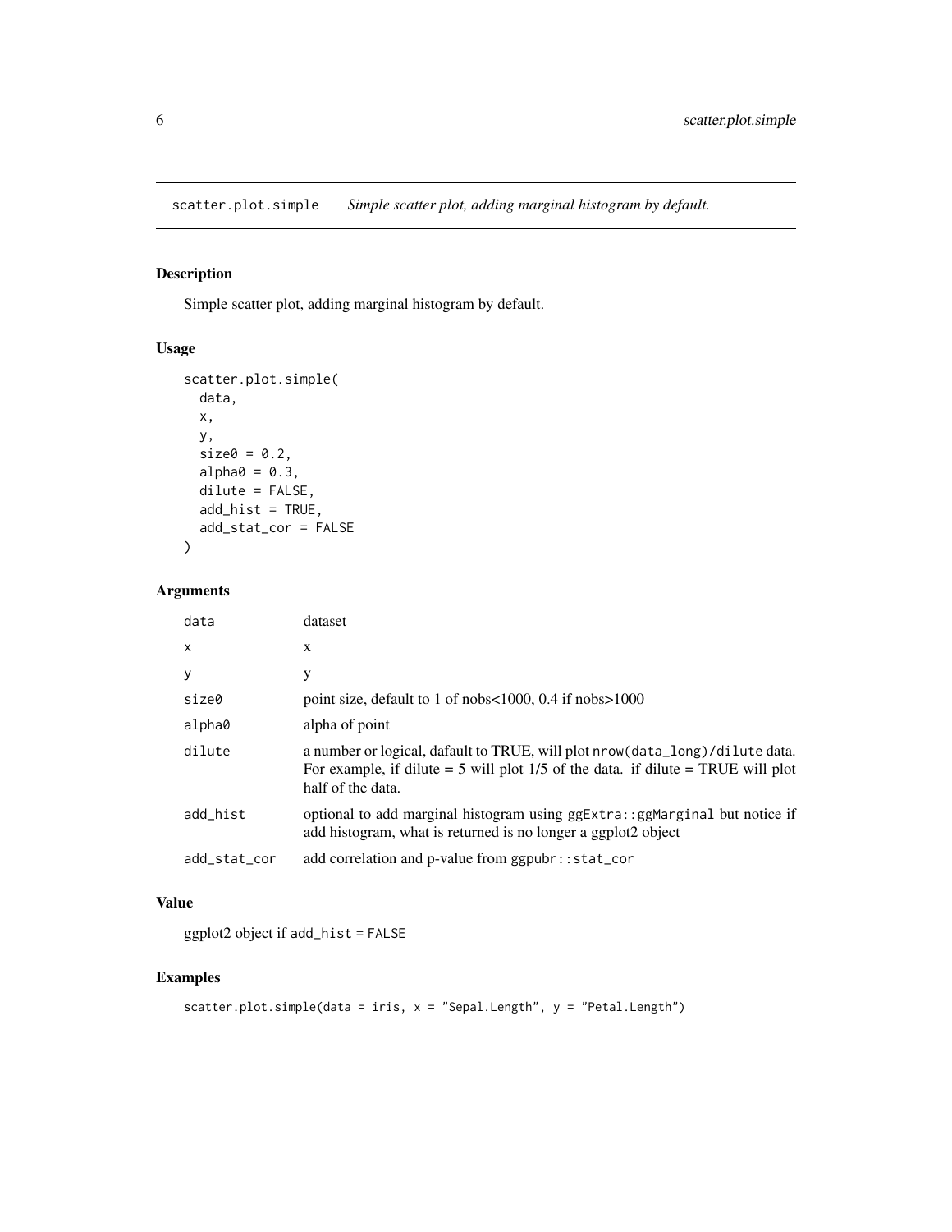# scatter.plot.simple *Simple scatter plot, adding marginal histogram by default.*

## Description

Simple scatter plot, adding marginal histogram by default.

## Usage

```
scatter.plot.simple(
  data,
  x,
  y,
  size0 = 0.2,
  alpha0 = 0.3,
  dilute = FALSE,
  add_hist = TRUE,
  add_stat_cor = FALSE
)
```

## Arguments

| | |
|---|---|
| `data` | dataset |
| `x` | x |
| `y` | y |
| `size0` | point size, default to 1 of nobs<1000, 0.4 if nobs>1000 |
| `alpha0` | alpha of point |
| `dilute` | a number or logical, dafault to TRUE, will plot `nrow(data_long)/dilute` data. For example, if dilute = 5 will plot 1/5 of the data. if dilute = TRUE will plot half of the data. |
| `add_hist` | optional to add marginal histogram using `ggExtra::ggMarginal` but notice if add histogram, what is returned is no longer a ggplot2 object |
| `add_stat_cor` | add correlation and p-value from `ggpubr::stat_cor` |

## Value

ggplot2 object if `add_hist = FALSE`

## Examples

```
scatter.plot.simple(data = iris, x = "Sepal.Length", y = "Petal.Length")
```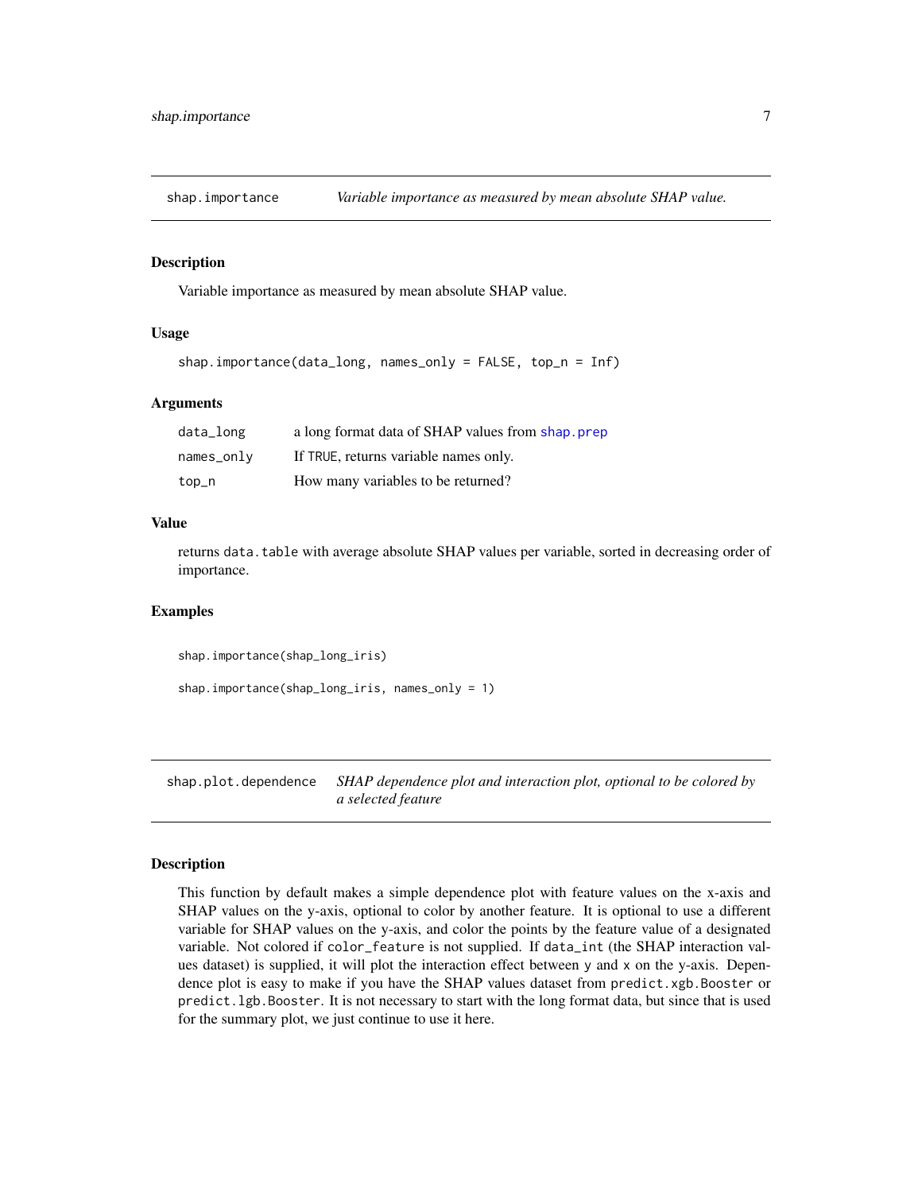## shap.importance — *Variable importance as measured by mean absolute SHAP value.*

### Description

Variable importance as measured by mean absolute SHAP value.

### Usage

```
shap.importance(data_long, names_only = FALSE, top_n = Inf)
```

### Arguments

| | |
|---|---|
| `data_long` | a long format data of SHAP values from `shap.prep` |
| `names_only` | If `TRUE`, returns variable names only. |
| `top_n` | How many variables to be returned? |

### Value

returns `data.table` with average absolute SHAP values per variable, sorted in decreasing order of importance.

### Examples

```
shap.importance(shap_long_iris)

shap.importance(shap_long_iris, names_only = 1)
```

## shap.plot.dependence — *SHAP dependence plot and interaction plot, optional to be colored by a selected feature*

### Description

This function by default makes a simple dependence plot with feature values on the x-axis and SHAP values on the y-axis, optional to color by another feature. It is optional to use a different variable for SHAP values on the y-axis, and color the points by the feature value of a designated variable. Not colored if `color_feature` is not supplied. If `data_int` (the SHAP interaction values dataset) is supplied, it will plot the interaction effect between `y` and `x` on the y-axis. Dependence plot is easy to make if you have the SHAP values dataset from `predict.xgb.Booster` or `predict.lgb.Booster`. It is not necessary to start with the long format data, but since that is used for the summary plot, we just continue to use it here.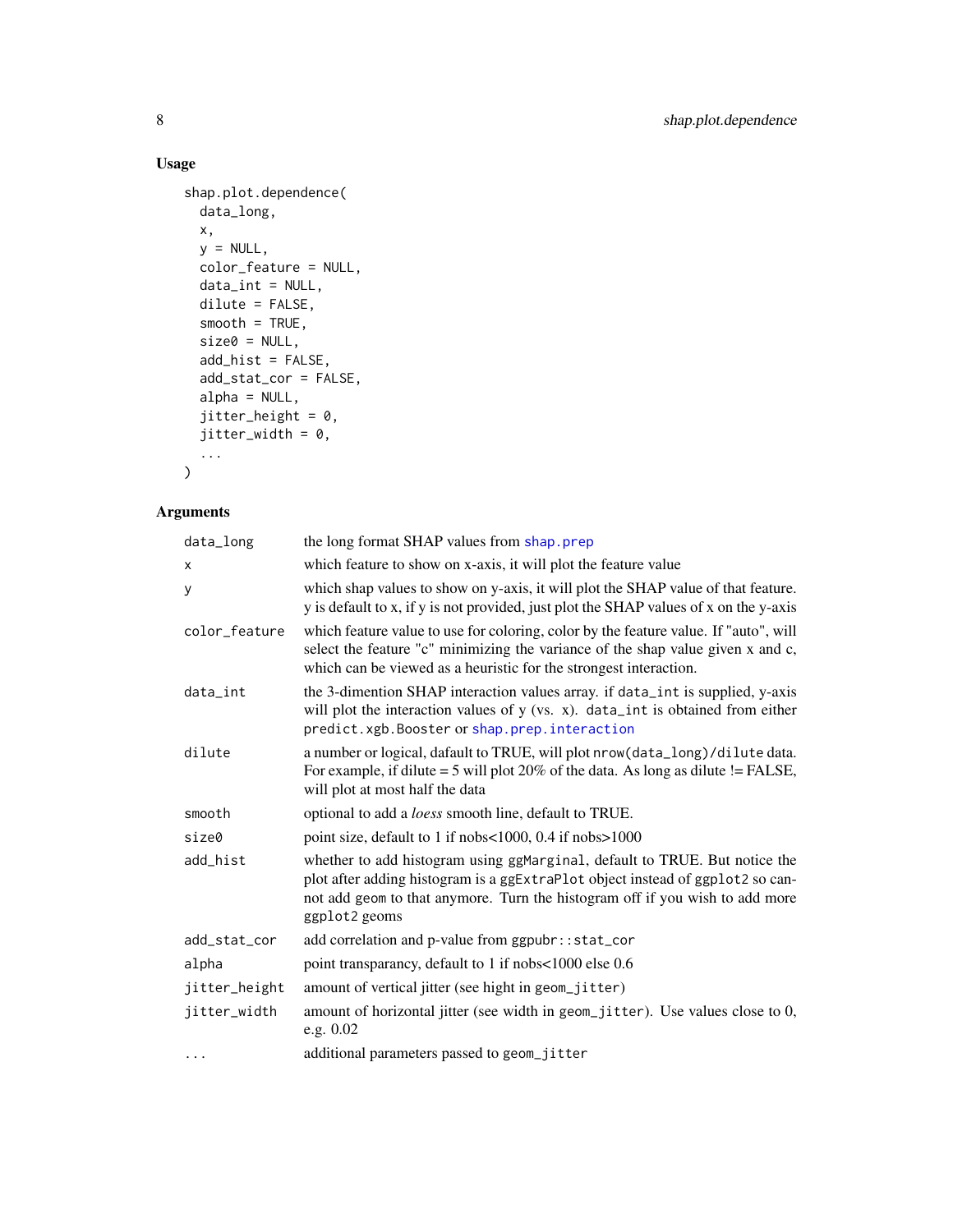## Usage

```
shap.plot.dependence(
  data_long,
  x,
  y = NULL,
  color_feature = NULL,
  data_int = NULL,
  dilute = FALSE,
  smooth = TRUE,
  size0 = NULL,
  add_hist = FALSE,
  add_stat_cor = FALSE,
  alpha = NULL,
  jitter_height = 0,
  jitter_width = 0,
  ...
)
```

## Arguments

| Argument | Description |
|---|---|
| `data_long` | the long format SHAP values from `shap.prep` |
| `x` | which feature to show on x-axis, it will plot the feature value |
| `y` | which shap values to show on y-axis, it will plot the SHAP value of that feature. y is default to x, if y is not provided, just plot the SHAP values of x on the y-axis |
| `color_feature` | which feature value to use for coloring, color by the feature value. If "auto", will select the feature "c" minimizing the variance of the shap value given x and c, which can be viewed as a heuristic for the strongest interaction. |
| `data_int` | the 3-dimention SHAP interaction values array. if `data_int` is supplied, y-axis will plot the interaction values of y (vs. x). `data_int` is obtained from either `predict.xgb.Booster` or `shap.prep.interaction` |
| `dilute` | a number or logical, dafault to TRUE, will plot `nrow(data_long)/dilute` data. For example, if dilute = 5 will plot 20% of the data. As long as dilute != FALSE, will plot at most half the data |
| `smooth` | optional to add a *loess* smooth line, default to TRUE. |
| `size0` | point size, default to 1 if nobs<1000, 0.4 if nobs>1000 |
| `add_hist` | whether to add histogram using `ggMarginal`, default to TRUE. But notice the plot after adding histogram is a `ggExtraPlot` object instead of `ggplot2` so cannot add `geom` to that anymore. Turn the histogram off if you wish to add more `ggplot2` geoms |
| `add_stat_cor` | add correlation and p-value from `ggpubr::stat_cor` |
| `alpha` | point transparancy, default to 1 if nobs<1000 else 0.6 |
| `jitter_height` | amount of vertical jitter (see hight in `geom_jitter`) |
| `jitter_width` | amount of horizontal jitter (see width in `geom_jitter`). Use values close to 0, e.g. 0.02 |
| `...` | additional parameters passed to `geom_jitter` |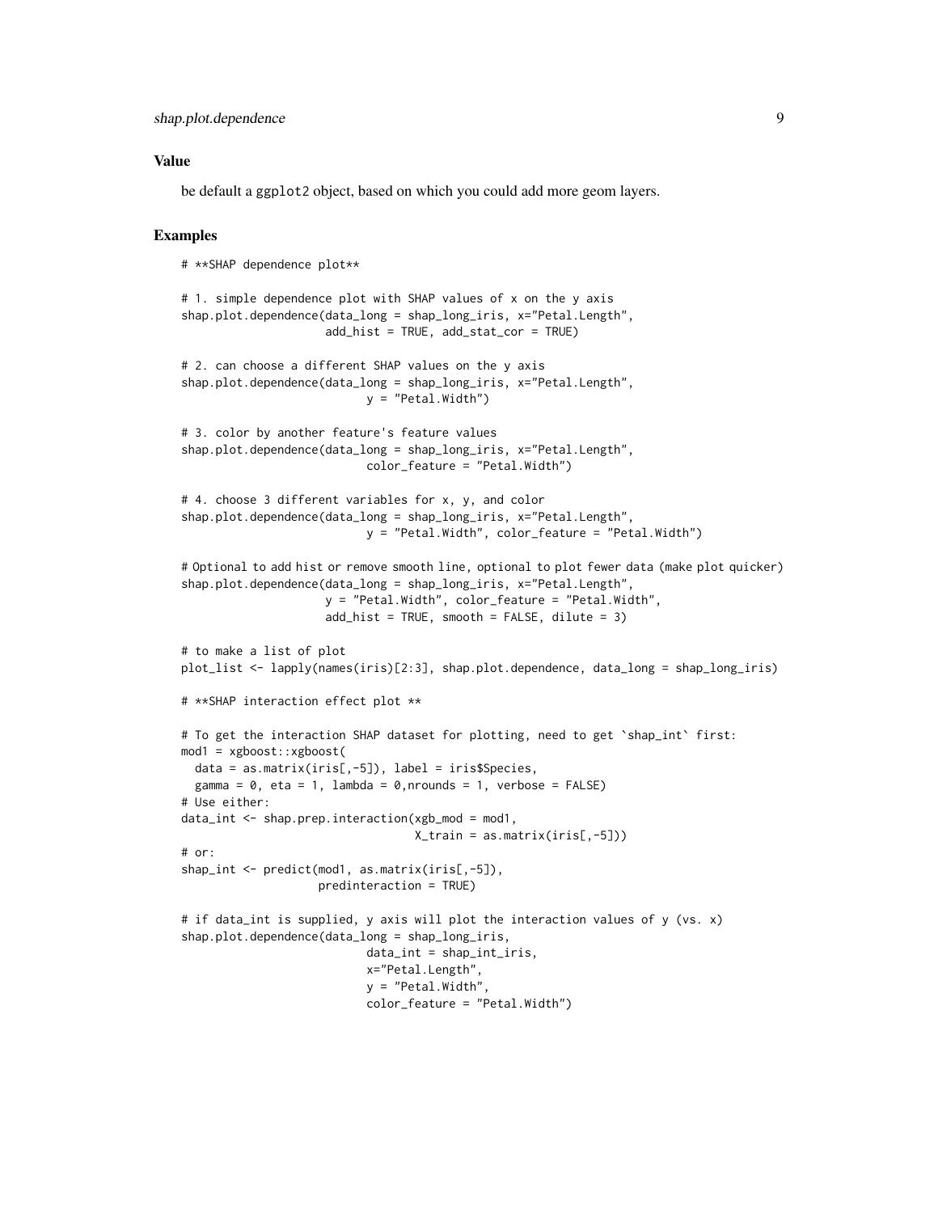### Value

be default a `ggplot2` object, based on which you could add more geom layers.

### Examples

```
# **SHAP dependence plot**

# 1. simple dependence plot with SHAP values of x on the y axis
shap.plot.dependence(data_long = shap_long_iris, x="Petal.Length",
                     add_hist = TRUE, add_stat_cor = TRUE)

# 2. can choose a different SHAP values on the y axis
shap.plot.dependence(data_long = shap_long_iris, x="Petal.Length",
                           y = "Petal.Width")

# 3. color by another feature's feature values
shap.plot.dependence(data_long = shap_long_iris, x="Petal.Length",
                           color_feature = "Petal.Width")

# 4. choose 3 different variables for x, y, and color
shap.plot.dependence(data_long = shap_long_iris, x="Petal.Length",
                           y = "Petal.Width", color_feature = "Petal.Width")

# Optional to add hist or remove smooth line, optional to plot fewer data (make plot quicker)
shap.plot.dependence(data_long = shap_long_iris, x="Petal.Length",
                     y = "Petal.Width", color_feature = "Petal.Width",
                     add_hist = TRUE, smooth = FALSE, dilute = 3)

# to make a list of plot
plot_list <- lapply(names(iris)[2:3], shap.plot.dependence, data_long = shap_long_iris)

# **SHAP interaction effect plot **

# To get the interaction SHAP dataset for plotting, need to get `shap_int` first:
mod1 = xgboost::xgboost(
  data = as.matrix(iris[,-5]), label = iris$Species,
  gamma = 0, eta = 1, lambda = 0,nrounds = 1, verbose = FALSE)
# Use either:
data_int <- shap.prep.interaction(xgb_mod = mod1,
                                  X_train = as.matrix(iris[,-5]))
# or:
shap_int <- predict(mod1, as.matrix(iris[,-5]),
                    predinteraction = TRUE)

# if data_int is supplied, y axis will plot the interaction values of y (vs. x)
shap.plot.dependence(data_long = shap_long_iris,
                           data_int = shap_int_iris,
                           x="Petal.Length",
                           y = "Petal.Width",
                           color_feature = "Petal.Width")
```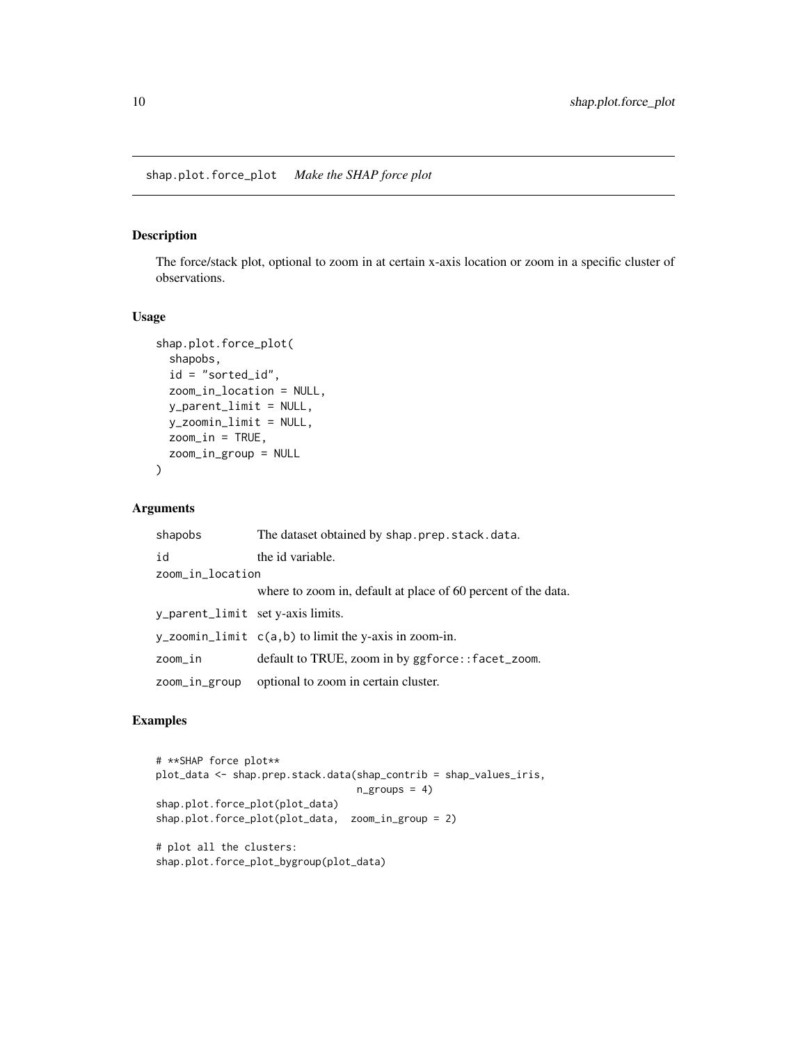## shap.plot.force_plot — *Make the SHAP force plot*

### Description

The force/stack plot, optional to zoom in at certain x-axis location or zoom in a specific cluster of observations.

### Usage

```
shap.plot.force_plot(
  shapobs,
  id = "sorted_id",
  zoom_in_location = NULL,
  y_parent_limit = NULL,
  y_zoomin_limit = NULL,
  zoom_in = TRUE,
  zoom_in_group = NULL
)
```

### Arguments

| | |
|---|---|
| `shapobs` | The dataset obtained by `shap.prep.stack.data`. |
| `id` | the id variable. |
| `zoom_in_location` | where to zoom in, default at place of 60 percent of the data. |
| `y_parent_limit` | set y-axis limits. |
| `y_zoomin_limit` | `c(a,b)` to limit the y-axis in zoom-in. |
| `zoom_in` | default to TRUE, zoom in by `ggforce::facet_zoom`. |
| `zoom_in_group` | optional to zoom in certain cluster. |

### Examples

```
# **SHAP force plot**
plot_data <- shap.prep.stack.data(shap_contrib = shap_values_iris,
                                  n_groups = 4)
shap.plot.force_plot(plot_data)
shap.plot.force_plot(plot_data,  zoom_in_group = 2)

# plot all the clusters:
shap.plot.force_plot_bygroup(plot_data)
```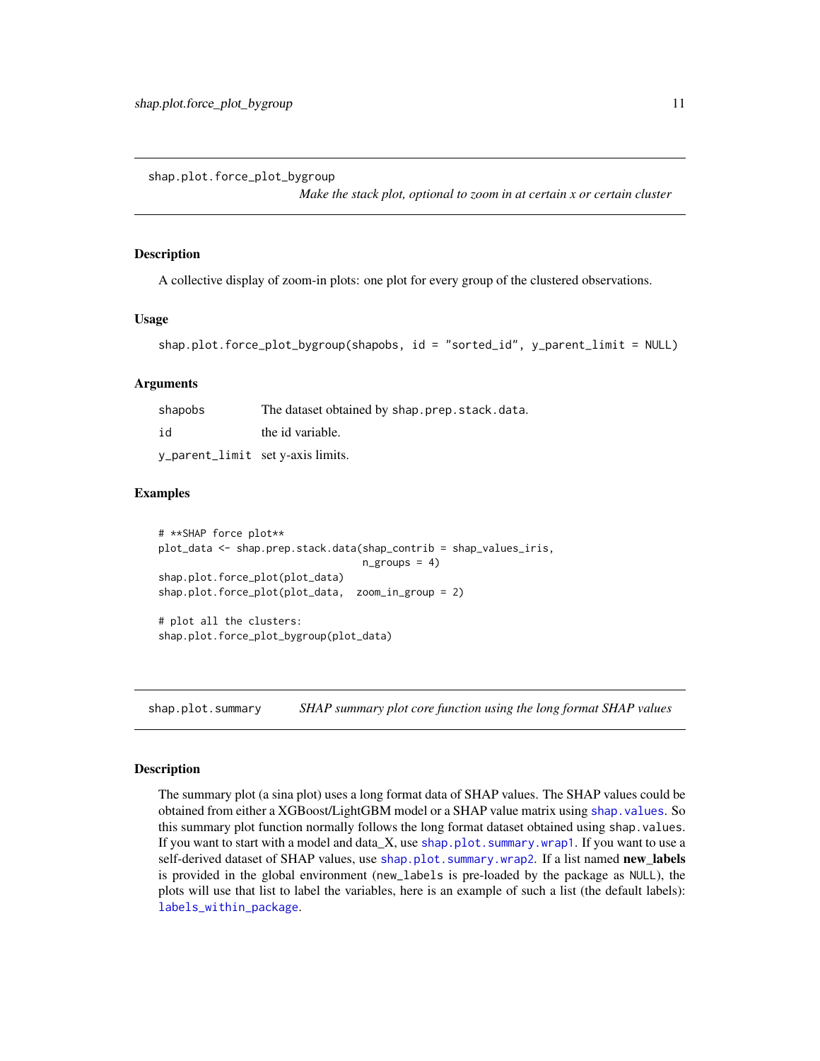## shap.plot.force_plot_bygroup

*Make the stack plot, optional to zoom in at certain x or certain cluster*

### Description

A collective display of zoom-in plots: one plot for every group of the clustered observations.

### Usage

```
shap.plot.force_plot_bygroup(shapobs, id = "sorted_id", y_parent_limit = NULL)
```

### Arguments

| | |
|---|---|
| `shapobs` | The dataset obtained by `shap.prep.stack.data`. |
| `id` | the id variable. |
| `y_parent_limit` | set y-axis limits. |

### Examples

```
# **SHAP force plot**
plot_data <- shap.prep.stack.data(shap_contrib = shap_values_iris,
                                  n_groups = 4)
shap.plot.force_plot(plot_data)
shap.plot.force_plot(plot_data,  zoom_in_group = 2)

# plot all the clusters:
shap.plot.force_plot_bygroup(plot_data)
```

## shap.plot.summary

*SHAP summary plot core function using the long format SHAP values*

### Description

The summary plot (a sina plot) uses a long format data of SHAP values. The SHAP values could be obtained from either a XGBoost/LightGBM model or a SHAP value matrix using `shap.values`. So this summary plot function normally follows the long format dataset obtained using `shap.values`. If you want to start with a model and data_X, use `shap.plot.summary.wrap1`. If you want to use a self-derived dataset of SHAP values, use `shap.plot.summary.wrap2`. If a list named **new_labels** is provided in the global environment (`new_labels` is pre-loaded by the package as `NULL`), the plots will use that list to label the variables, here is an example of such a list (the default labels): `labels_within_package`.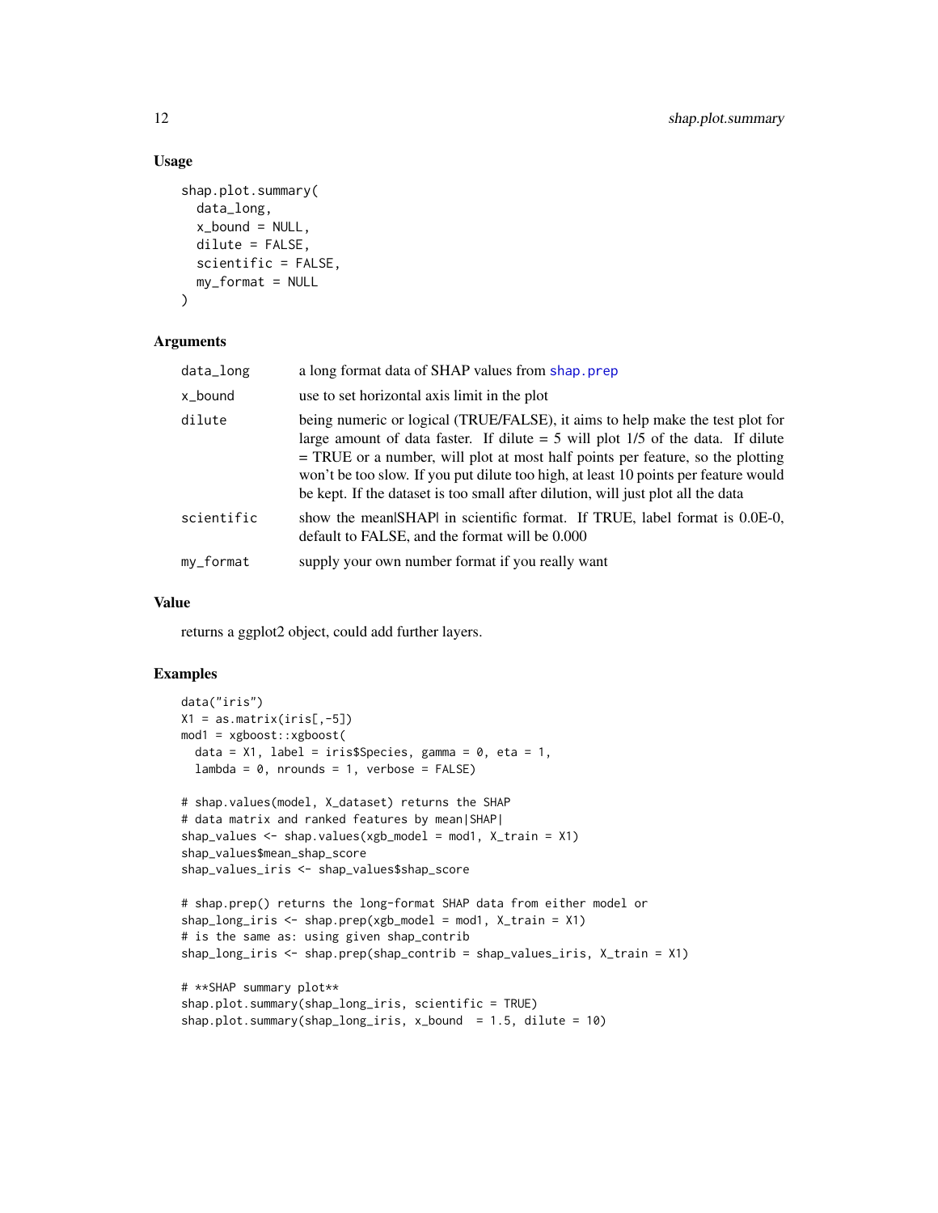### Usage

```
shap.plot.summary(
  data_long,
  x_bound = NULL,
  dilute = FALSE,
  scientific = FALSE,
  my_format = NULL
)
```

### Arguments

| | |
|---|---|
| data_long | a long format data of SHAP values from shap.prep |
| x_bound | use to set horizontal axis limit in the plot |
| dilute | being numeric or logical (TRUE/FALSE), it aims to help make the test plot for large amount of data faster. If dilute = 5 will plot 1/5 of the data. If dilute = TRUE or a number, will plot at most half points per feature, so the plotting won't be too slow. If you put dilute too high, at least 10 points per feature would be kept. If the dataset is too small after dilution, will just plot all the data |
| scientific | show the mean\|SHAP\| in scientific format. If TRUE, label format is 0.0E-0, default to FALSE, and the format will be 0.000 |
| my_format | supply your own number format if you really want |

### Value

returns a ggplot2 object, could add further layers.

### Examples

```
data("iris")
X1 = as.matrix(iris[,-5])
mod1 = xgboost::xgboost(
  data = X1, label = iris$Species, gamma = 0, eta = 1,
  lambda = 0, nrounds = 1, verbose = FALSE)

# shap.values(model, X_dataset) returns the SHAP
# data matrix and ranked features by mean|SHAP|
shap_values <- shap.values(xgb_model = mod1, X_train = X1)
shap_values$mean_shap_score
shap_values_iris <- shap_values$shap_score

# shap.prep() returns the long-format SHAP data from either model or
shap_long_iris <- shap.prep(xgb_model = mod1, X_train = X1)
# is the same as: using given shap_contrib
shap_long_iris <- shap.prep(shap_contrib = shap_values_iris, X_train = X1)

# **SHAP summary plot**
shap.plot.summary(shap_long_iris, scientific = TRUE)
shap.plot.summary(shap_long_iris, x_bound  = 1.5, dilute = 10)
```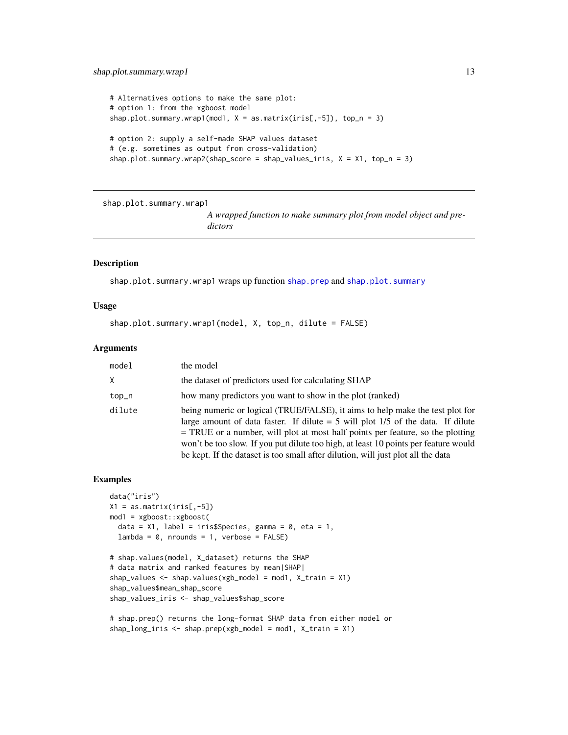```
# Alternatives options to make the same plot:
# option 1: from the xgboost model
shap.plot.summary.wrap1(mod1, X = as.matrix(iris[,-5]), top_n = 3)

# option 2: supply a self-made SHAP values dataset
# (e.g. sometimes as output from cross-validation)
shap.plot.summary.wrap2(shap_score = shap_values_iris, X = X1, top_n = 3)
```

---

## shap.plot.summary.wrap1

*A wrapped function to make summary plot from model object and predictors*

---

### Description

shap.plot.summary.wrap1 wraps up function shap.prep and shap.plot.summary

### Usage

```
shap.plot.summary.wrap1(model, X, top_n, dilute = FALSE)
```

### Arguments

| | |
|---|---|
| model | the model |
| X | the dataset of predictors used for calculating SHAP |
| top_n | how many predictors you want to show in the plot (ranked) |
| dilute | being numeric or logical (TRUE/FALSE), it aims to help make the test plot for large amount of data faster. If dilute = 5 will plot 1/5 of the data. If dilute = TRUE or a number, will plot at most half points per feature, so the plotting won't be too slow. If you put dilute too high, at least 10 points per feature would be kept. If the dataset is too small after dilution, will just plot all the data |

### Examples

```
data("iris")
X1 = as.matrix(iris[,-5])
mod1 = xgboost::xgboost(
  data = X1, label = iris$Species, gamma = 0, eta = 1,
  lambda = 0, nrounds = 1, verbose = FALSE)

# shap.values(model, X_dataset) returns the SHAP
# data matrix and ranked features by mean|SHAP|
shap_values <- shap.values(xgb_model = mod1, X_train = X1)
shap_values$mean_shap_score
shap_values_iris <- shap_values$shap_score

# shap.prep() returns the long-format SHAP data from either model or
shap_long_iris <- shap.prep(xgb_model = mod1, X_train = X1)
```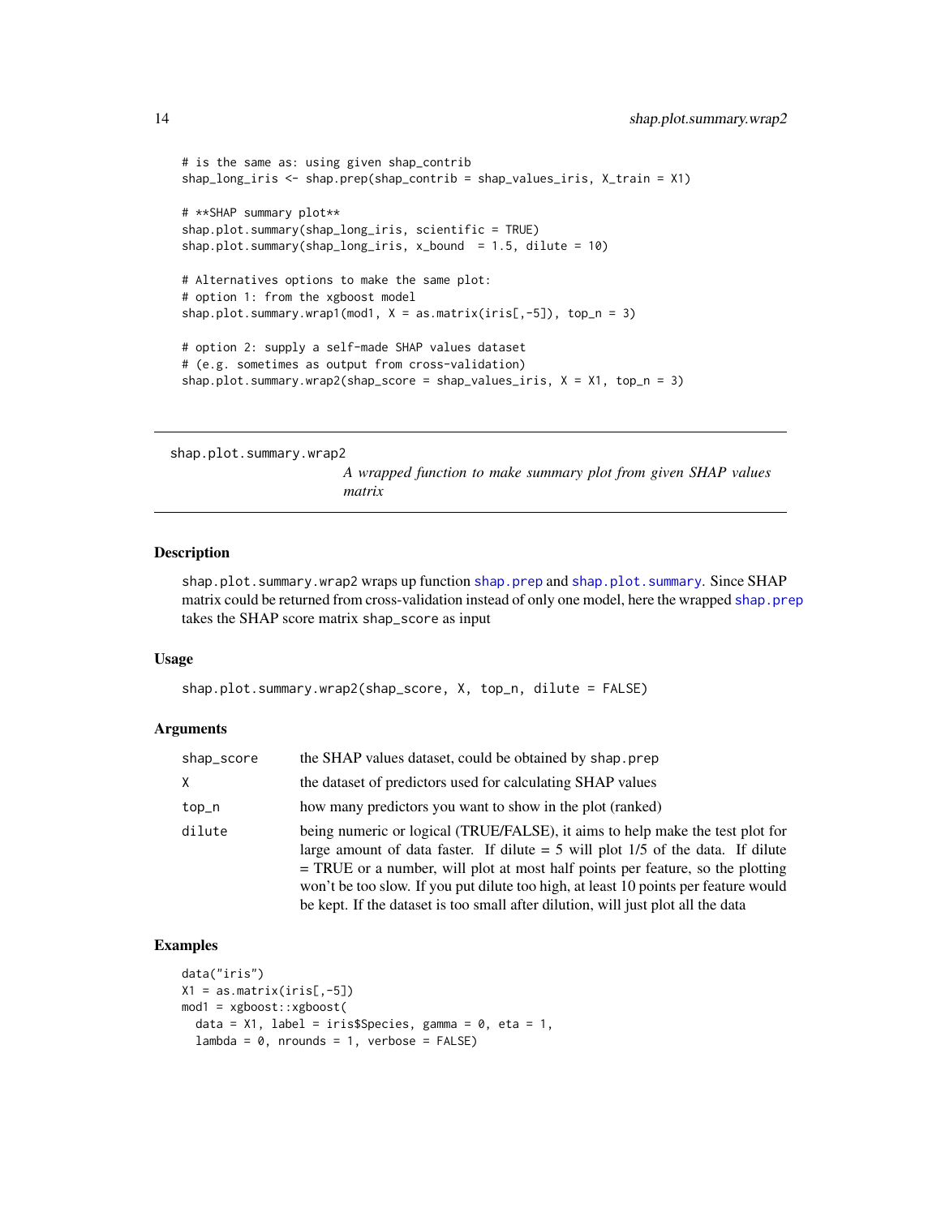```
# is the same as: using given shap_contrib
shap_long_iris <- shap.prep(shap_contrib = shap_values_iris, X_train = X1)

# **SHAP summary plot**
shap.plot.summary(shap_long_iris, scientific = TRUE)
shap.plot.summary(shap_long_iris, x_bound  = 1.5, dilute = 10)

# Alternatives options to make the same plot:
# option 1: from the xgboost model
shap.plot.summary.wrap1(mod1, X = as.matrix(iris[,-5]), top_n = 3)

# option 2: supply a self-made SHAP values dataset
# (e.g. sometimes as output from cross-validation)
shap.plot.summary.wrap2(shap_score = shap_values_iris, X = X1, top_n = 3)
```

---

## shap.plot.summary.wrap2

*A wrapped function to make summary plot from given SHAP values matrix*

---

### Description

`shap.plot.summary.wrap2` wraps up function `shap.prep` and `shap.plot.summary`. Since SHAP matrix could be returned from cross-validation instead of only one model, here the wrapped `shap.prep` takes the SHAP score matrix `shap_score` as input

### Usage

```
shap.plot.summary.wrap2(shap_score, X, top_n, dilute = FALSE)
```

### Arguments

| | |
|---|---|
| `shap_score` | the SHAP values dataset, could be obtained by `shap.prep` |
| `X` | the dataset of predictors used for calculating SHAP values |
| `top_n` | how many predictors you want to show in the plot (ranked) |
| `dilute` | being numeric or logical (TRUE/FALSE), it aims to help make the test plot for large amount of data faster. If dilute = 5 will plot 1/5 of the data. If dilute = TRUE or a number, will plot at most half points per feature, so the plotting won't be too slow. If you put dilute too high, at least 10 points per feature would be kept. If the dataset is too small after dilution, will just plot all the data |

### Examples

```
data("iris")
X1 = as.matrix(iris[,-5])
mod1 = xgboost::xgboost(
  data = X1, label = iris$Species, gamma = 0, eta = 1,
  lambda = 0, nrounds = 1, verbose = FALSE)
```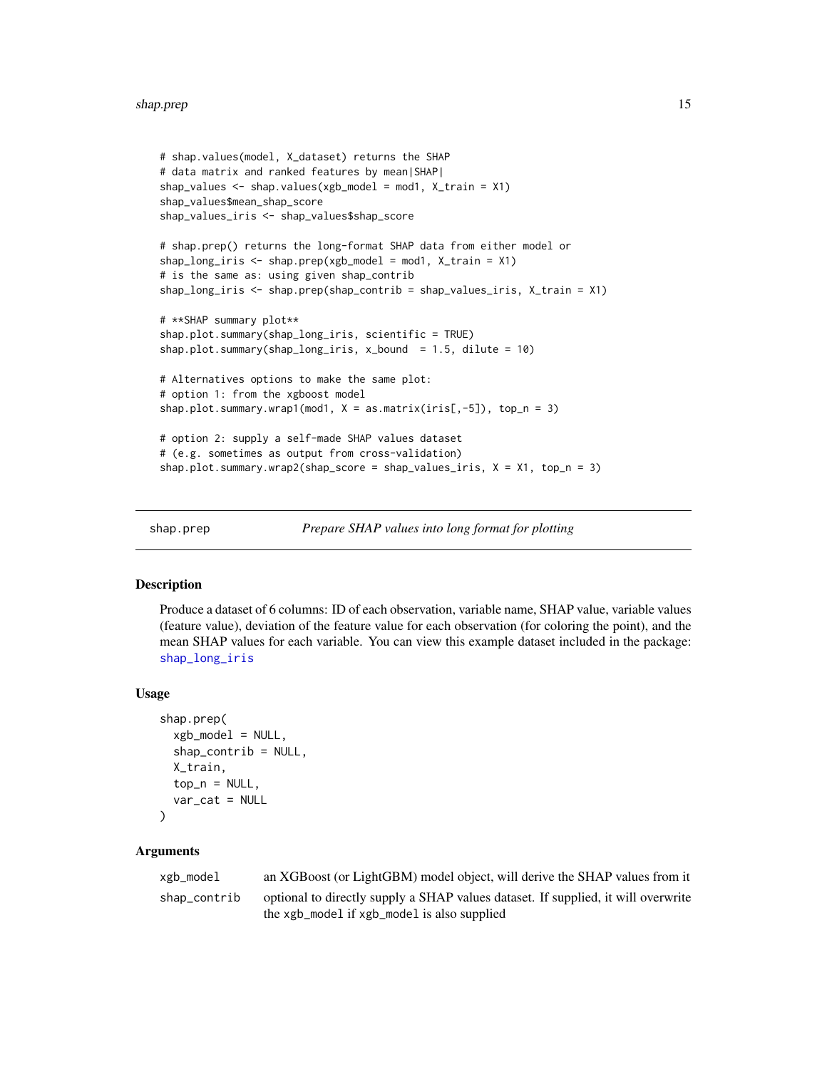```
# shap.values(model, X_dataset) returns the SHAP
# data matrix and ranked features by mean|SHAP|
shap_values <- shap.values(xgb_model = mod1, X_train = X1)
shap_values$mean_shap_score
shap_values_iris <- shap_values$shap_score

# shap.prep() returns the long-format SHAP data from either model or
shap_long_iris <- shap.prep(xgb_model = mod1, X_train = X1)
# is the same as: using given shap_contrib
shap_long_iris <- shap.prep(shap_contrib = shap_values_iris, X_train = X1)

# **SHAP summary plot**
shap.plot.summary(shap_long_iris, scientific = TRUE)
shap.plot.summary(shap_long_iris, x_bound  = 1.5, dilute = 10)

# Alternatives options to make the same plot:
# option 1: from the xgboost model
shap.plot.summary.wrap1(mod1, X = as.matrix(iris[,-5]), top_n = 3)

# option 2: supply a self-made SHAP values dataset
# (e.g. sometimes as output from cross-validation)
shap.plot.summary.wrap2(shap_score = shap_values_iris, X = X1, top_n = 3)
```

---

## shap.prep — *Prepare SHAP values into long format for plotting*

### Description

Produce a dataset of 6 columns: ID of each observation, variable name, SHAP value, variable values (feature value), deviation of the feature value for each observation (for coloring the point), and the mean SHAP values for each variable. You can view this example dataset included in the package: shap_long_iris

### Usage

```
shap.prep(
  xgb_model = NULL,
  shap_contrib = NULL,
  X_train,
  top_n = NULL,
  var_cat = NULL
)
```

### Arguments

| | |
|---|---|
| xgb_model | an XGBoost (or LightGBM) model object, will derive the SHAP values from it |
| shap_contrib | optional to directly supply a SHAP values dataset. If supplied, it will overwrite the xgb_model if xgb_model is also supplied |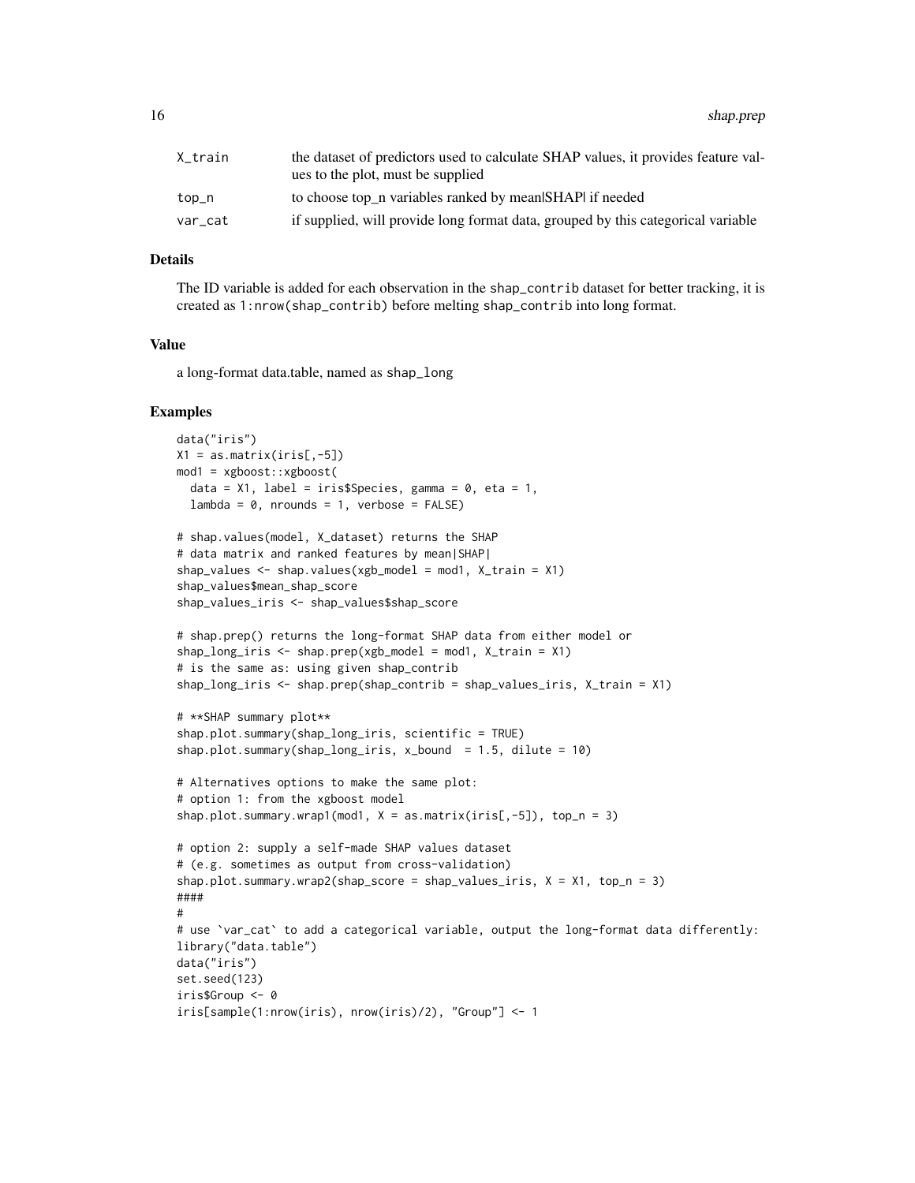| | |
|---|---|
| X_train | the dataset of predictors used to calculate SHAP values, it provides feature values to the plot, must be supplied |
| top_n | to choose top_n variables ranked by mean\|SHAP\| if needed |
| var_cat | if supplied, will provide long format data, grouped by this categorical variable |

### Details

The ID variable is added for each observation in the `shap_contrib` dataset for better tracking, it is created as `1:nrow(shap_contrib)` before melting `shap_contrib` into long format.

### Value

a long-format data.table, named as `shap_long`

### Examples

```
data("iris")
X1 = as.matrix(iris[,-5])
mod1 = xgboost::xgboost(
  data = X1, label = iris$Species, gamma = 0, eta = 1,
  lambda = 0, nrounds = 1, verbose = FALSE)

# shap.values(model, X_dataset) returns the SHAP
# data matrix and ranked features by mean|SHAP|
shap_values <- shap.values(xgb_model = mod1, X_train = X1)
shap_values$mean_shap_score
shap_values_iris <- shap_values$shap_score

# shap.prep() returns the long-format SHAP data from either model or
shap_long_iris <- shap.prep(xgb_model = mod1, X_train = X1)
# is the same as: using given shap_contrib
shap_long_iris <- shap.prep(shap_contrib = shap_values_iris, X_train = X1)

# **SHAP summary plot**
shap.plot.summary(shap_long_iris, scientific = TRUE)
shap.plot.summary(shap_long_iris, x_bound  = 1.5, dilute = 10)

# Alternatives options to make the same plot:
# option 1: from the xgboost model
shap.plot.summary.wrap1(mod1, X = as.matrix(iris[,-5]), top_n = 3)

# option 2: supply a self-made SHAP values dataset
# (e.g. sometimes as output from cross-validation)
shap.plot.summary.wrap2(shap_score = shap_values_iris, X = X1, top_n = 3)
####
#
# use `var_cat` to add a categorical variable, output the long-format data differently:
library("data.table")
data("iris")
set.seed(123)
iris$Group <- 0
iris[sample(1:nrow(iris), nrow(iris)/2), "Group"] <- 1
```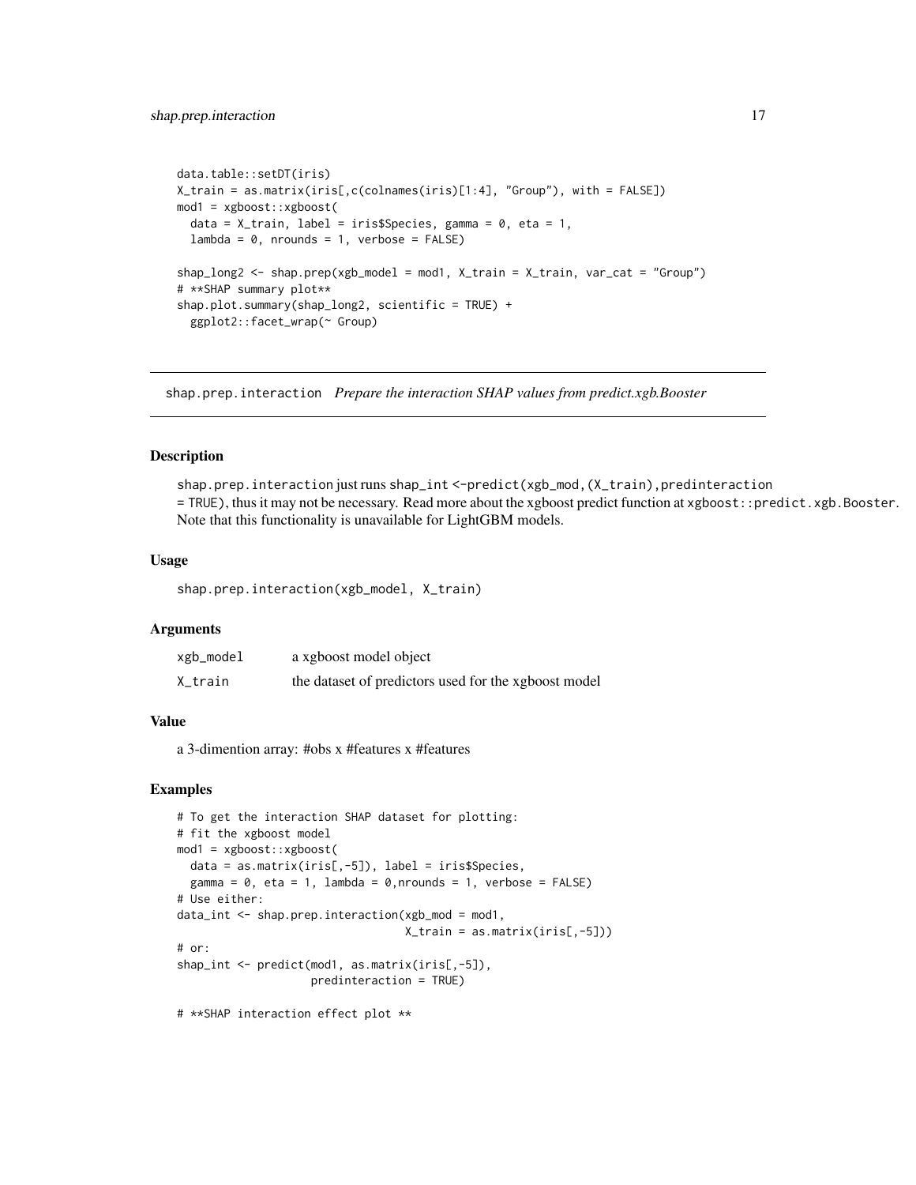```
data.table::setDT(iris)
X_train = as.matrix(iris[,c(colnames(iris)[1:4], "Group"), with = FALSE])
mod1 = xgboost::xgboost(
  data = X_train, label = iris$Species, gamma = 0, eta = 1,
  lambda = 0, nrounds = 1, verbose = FALSE)

shap_long2 <- shap.prep(xgb_model = mod1, X_train = X_train, var_cat = "Group")
# **SHAP summary plot**
shap.plot.summary(shap_long2, scientific = TRUE) +
  ggplot2::facet_wrap(~ Group)
```

---

## shap.prep.interaction *Prepare the interaction SHAP values from predict.xgb.Booster*

---

### Description

`shap.prep.interaction` just runs `shap_int <-predict(xgb_mod,(X_train),predinteraction = TRUE)`, thus it may not be necessary. Read more about the xgboost predict function at `xgboost::predict.xgb.Booster`. Note that this functionality is unavailable for LightGBM models.

### Usage

```
shap.prep.interaction(xgb_model, X_train)
```

### Arguments

| | |
|---|---|
| `xgb_model` | a xgboost model object |
| `X_train` | the dataset of predictors used for the xgboost model |

### Value

a 3-dimention array: #obs x #features x #features

### Examples

```
# To get the interaction SHAP dataset for plotting:
# fit the xgboost model
mod1 = xgboost::xgboost(
  data = as.matrix(iris[,-5]), label = iris$Species,
  gamma = 0, eta = 1, lambda = 0,nrounds = 1, verbose = FALSE)
# Use either:
data_int <- shap.prep.interaction(xgb_mod = mod1,
                                  X_train = as.matrix(iris[,-5]))
# or:
shap_int <- predict(mod1, as.matrix(iris[,-5]),
                    predinteraction = TRUE)

# **SHAP interaction effect plot **
```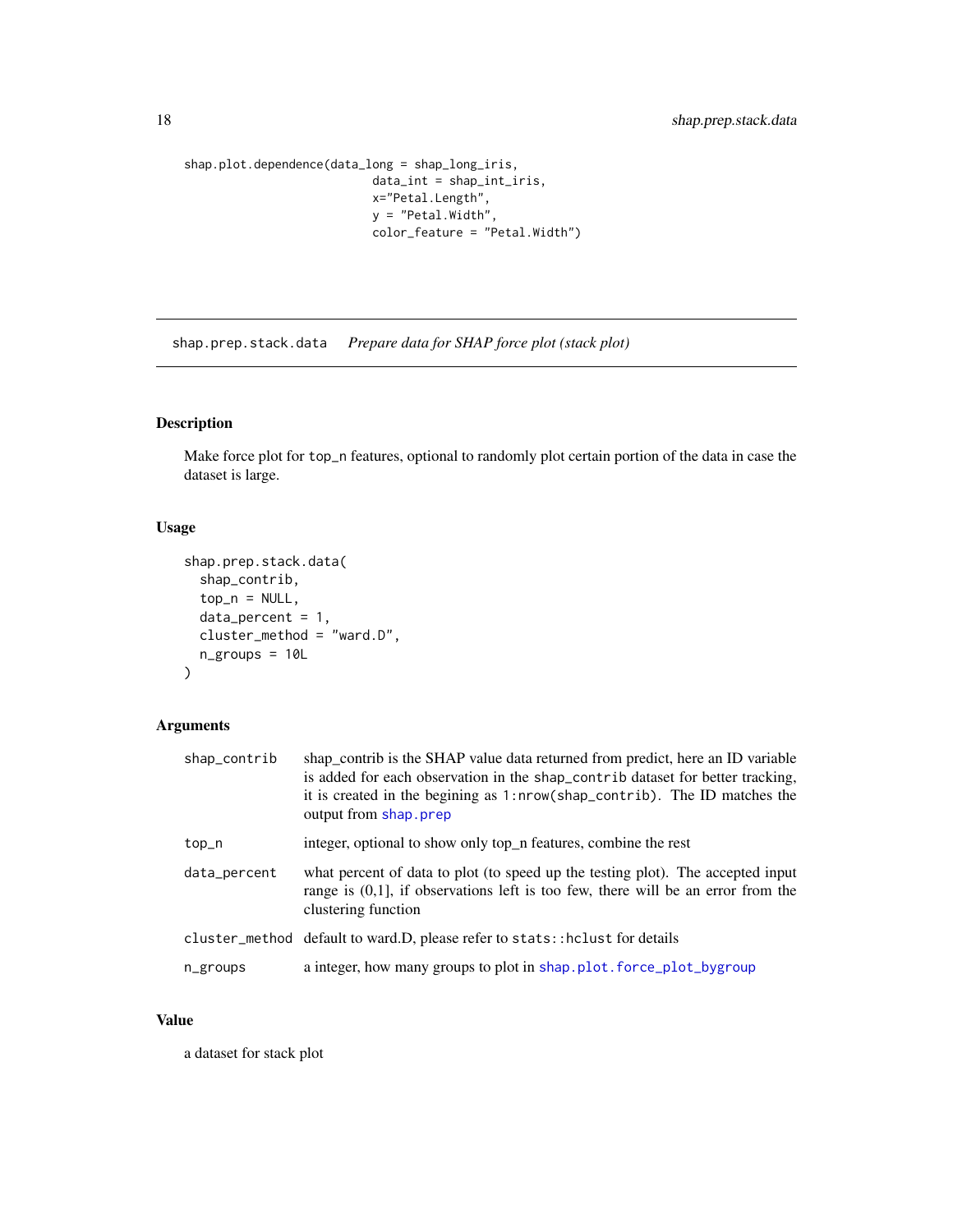```
shap.plot.dependence(data_long = shap_long_iris,
                     data_int = shap_int_iris,
                     x="Petal.Length",
                     y = "Petal.Width",
                     color_feature = "Petal.Width")
```

---

## shap.prep.stack.data *Prepare data for SHAP force plot (stack plot)*

---

### Description

Make force plot for top_n features, optional to randomly plot certain portion of the data in case the dataset is large.

### Usage

```
shap.prep.stack.data(
  shap_contrib,
  top_n = NULL,
  data_percent = 1,
  cluster_method = "ward.D",
  n_groups = 10L
)
```

### Arguments

| | |
|---|---|
| shap_contrib | shap_contrib is the SHAP value data returned from predict, here an ID variable is added for each observation in the shap_contrib dataset for better tracking, it is created in the begining as 1:nrow(shap_contrib). The ID matches the output from shap.prep |
| top_n | integer, optional to show only top_n features, combine the rest |
| data_percent | what percent of data to plot (to speed up the testing plot). The accepted input range is (0,1], if observations left is too few, there will be an error from the clustering function |
| cluster_method | default to ward.D, please refer to stats::hclust for details |
| n_groups | a integer, how many groups to plot in shap.plot.force_plot_bygroup |

### Value

a dataset for stack plot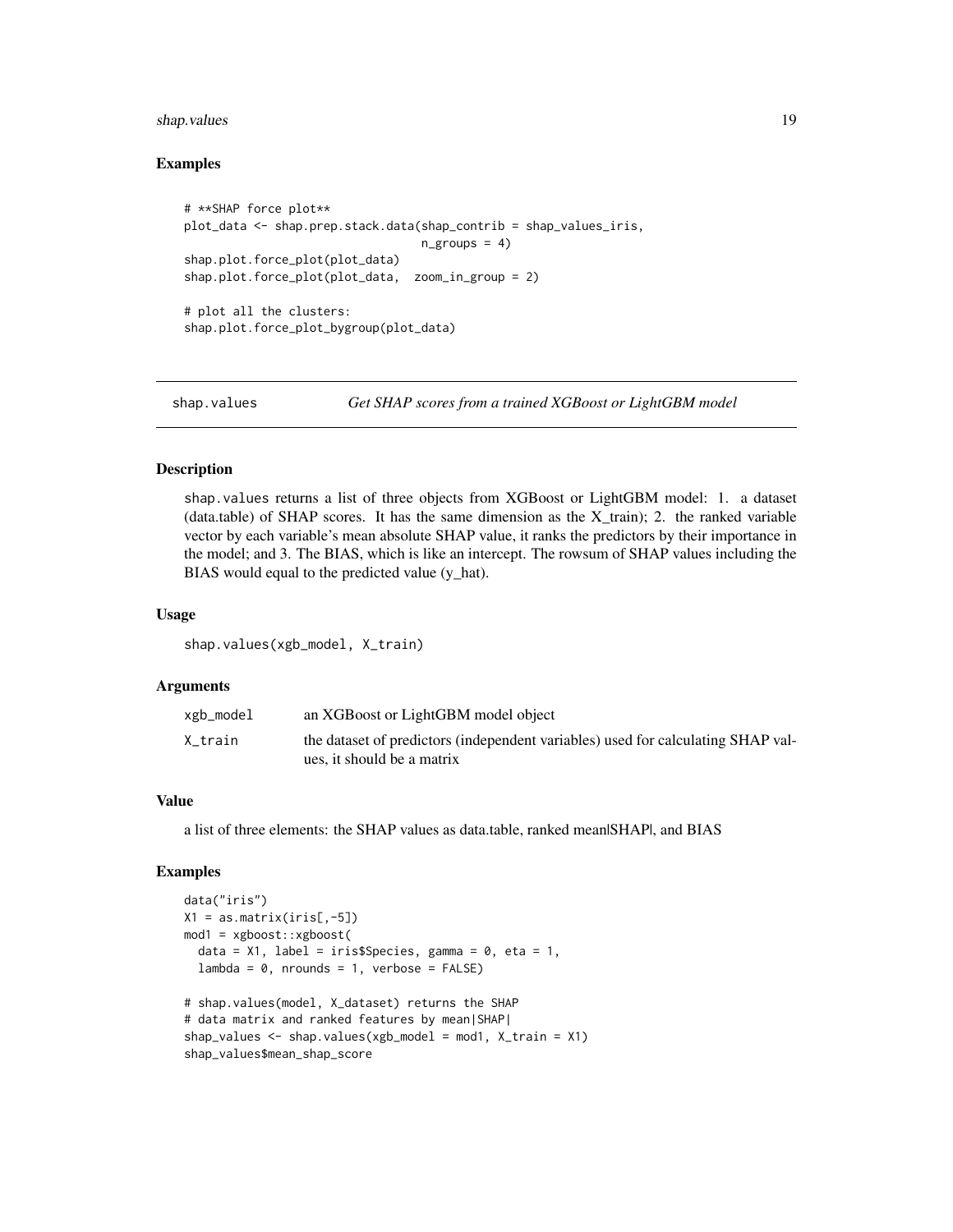### Examples

```
# **SHAP force plot**
plot_data <- shap.prep.stack.data(shap_contrib = shap_values_iris,
                                  n_groups = 4)
shap.plot.force_plot(plot_data)
shap.plot.force_plot(plot_data,  zoom_in_group = 2)

# plot all the clusters:
shap.plot.force_plot_bygroup(plot_data)
```

---

## shap.values *Get SHAP scores from a trained XGBoost or LightGBM model*

### Description

shap.values returns a list of three objects from XGBoost or LightGBM model: 1. a dataset (data.table) of SHAP scores. It has the same dimension as the X_train); 2. the ranked variable vector by each variable's mean absolute SHAP value, it ranks the predictors by their importance in the model; and 3. The BIAS, which is like an intercept. The rowsum of SHAP values including the BIAS would equal to the predicted value (y_hat).

### Usage

```
shap.values(xgb_model, X_train)
```

### Arguments

| | |
|---|---|
| xgb_model | an XGBoost or LightGBM model object |
| X_train | the dataset of predictors (independent variables) used for calculating SHAP values, it should be a matrix |

### Value

a list of three elements: the SHAP values as data.table, ranked mean|SHAP|, and BIAS

### Examples

```
data("iris")
X1 = as.matrix(iris[,-5])
mod1 = xgboost::xgboost(
  data = X1, label = iris$Species, gamma = 0, eta = 1,
  lambda = 0, nrounds = 1, verbose = FALSE)

# shap.values(model, X_dataset) returns the SHAP
# data matrix and ranked features by mean|SHAP|
shap_values <- shap.values(xgb_model = mod1, X_train = X1)
shap_values$mean_shap_score
```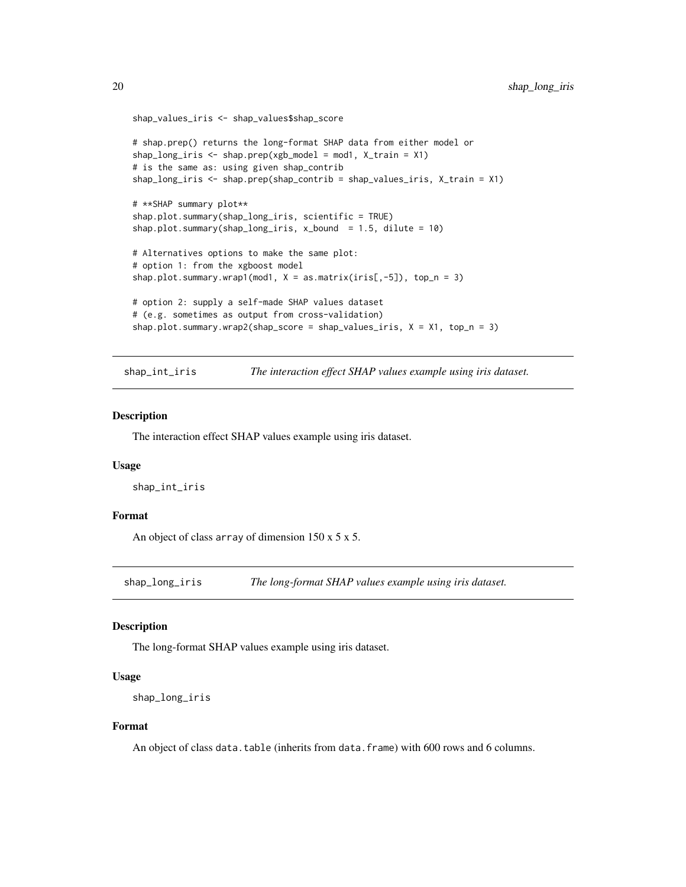```
shap_values_iris <- shap_values$shap_score

# shap.prep() returns the long-format SHAP data from either model or
shap_long_iris <- shap.prep(xgb_model = mod1, X_train = X1)
# is the same as: using given shap_contrib
shap_long_iris <- shap.prep(shap_contrib = shap_values_iris, X_train = X1)

# **SHAP summary plot**
shap.plot.summary(shap_long_iris, scientific = TRUE)
shap.plot.summary(shap_long_iris, x_bound  = 1.5, dilute = 10)

# Alternatives options to make the same plot:
# option 1: from the xgboost model
shap.plot.summary.wrap1(mod1, X = as.matrix(iris[,-5]), top_n = 3)

# option 2: supply a self-made SHAP values dataset
# (e.g. sometimes as output from cross-validation)
shap.plot.summary.wrap2(shap_score = shap_values_iris, X = X1, top_n = 3)
```

## shap_int_iris — *The interaction effect SHAP values example using iris dataset.*

### Description

The interaction effect SHAP values example using iris dataset.

### Usage

```
shap_int_iris
```

### Format

An object of class `array` of dimension 150 x 5 x 5.

## shap_long_iris — *The long-format SHAP values example using iris dataset.*

### Description

The long-format SHAP values example using iris dataset.

### Usage

```
shap_long_iris
```

### Format

An object of class `data.table` (inherits from `data.frame`) with 600 rows and 6 columns.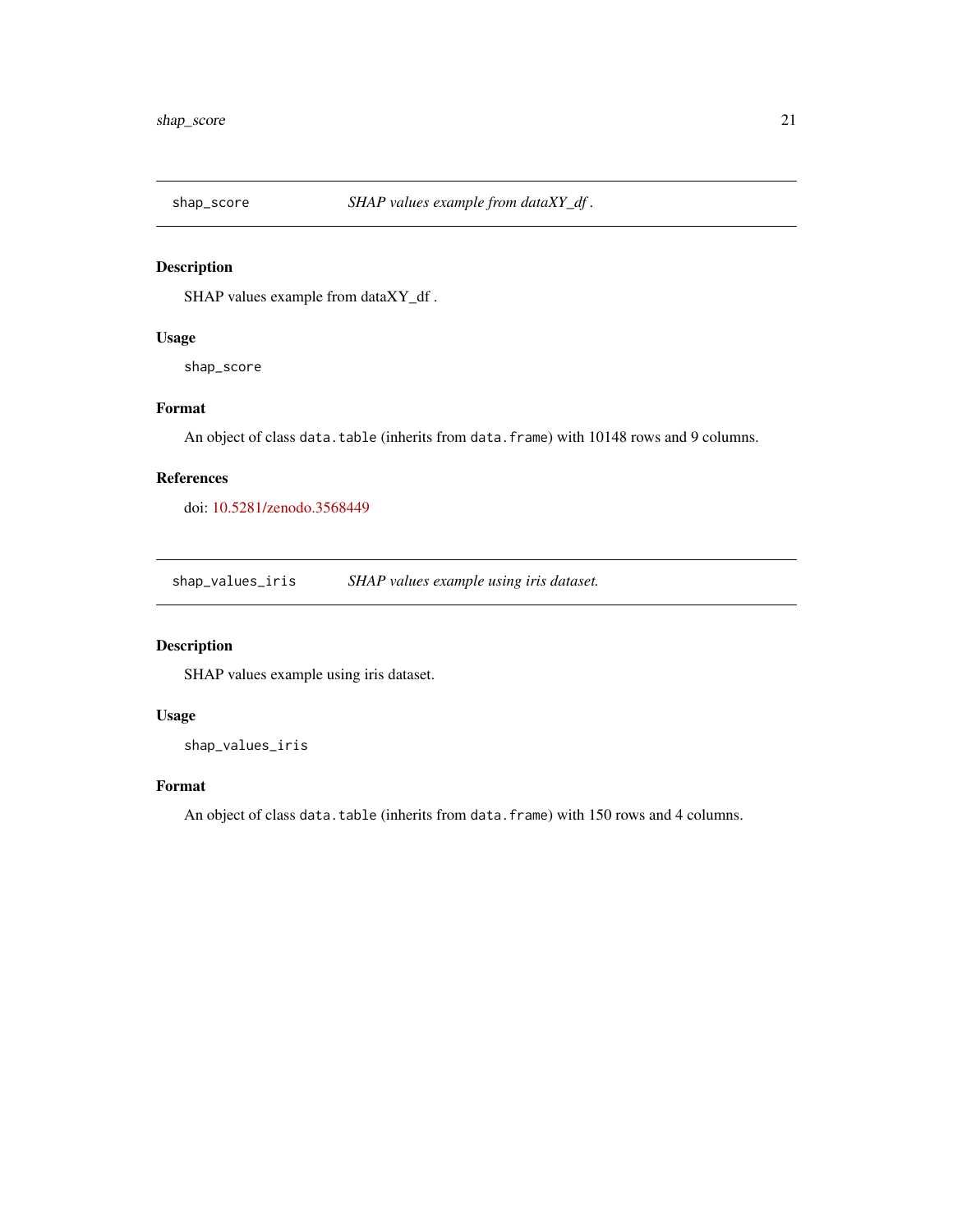## shap_score — *SHAP values example from dataXY_df .*

### Description

SHAP values example from dataXY_df .

### Usage

```
shap_score
```

### Format

An object of class `data.table` (inherits from `data.frame`) with 10148 rows and 9 columns.

### References

doi: 10.5281/zenodo.3568449

## shap_values_iris — *SHAP values example using iris dataset.*

### Description

SHAP values example using iris dataset.

### Usage

```
shap_values_iris
```

### Format

An object of class `data.table` (inherits from `data.frame`) with 150 rows and 4 columns.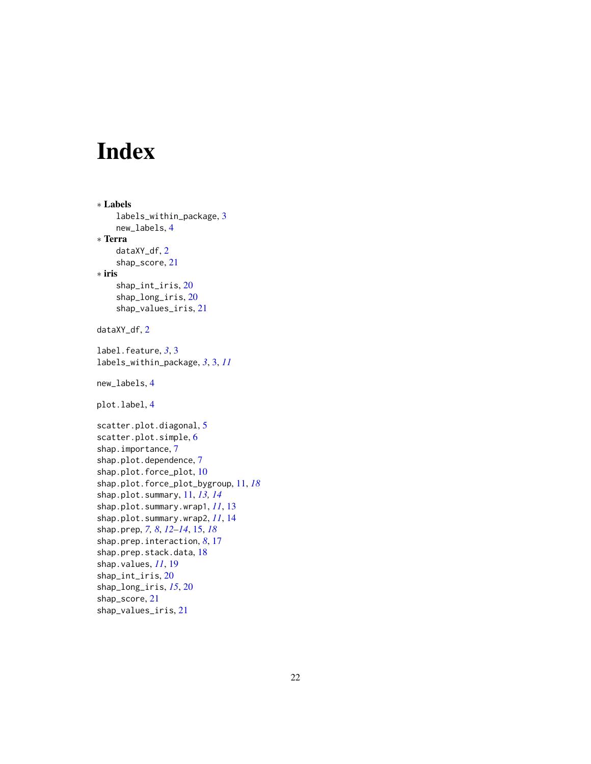# Index

∗ **Labels**
    labels_within_package, 3
    new_labels, 4
∗ **Terra**
    dataXY_df, 2
    shap_score, 21
∗ **iris**
    shap_int_iris, 20
    shap_long_iris, 20
    shap_values_iris, 21

dataXY_df, 2

label.feature, *3*, 3
labels_within_package, *3*, 3, *11*

new_labels, 4

plot.label, 4

scatter.plot.diagonal, 5
scatter.plot.simple, 6
shap.importance, 7
shap.plot.dependence, 7
shap.plot.force_plot, 10
shap.plot.force_plot_bygroup, 11, *18*
shap.plot.summary, 11, *13, 14*
shap.plot.summary.wrap1, *11*, 13
shap.plot.summary.wrap2, *11*, 14
shap.prep, *7, 8*, *12–14*, 15, *18*
shap.prep.interaction, *8*, 17
shap.prep.stack.data, 18
shap.values, *11*, 19
shap_int_iris, 20
shap_long_iris, *15*, 20
shap_score, 21
shap_values_iris, 21